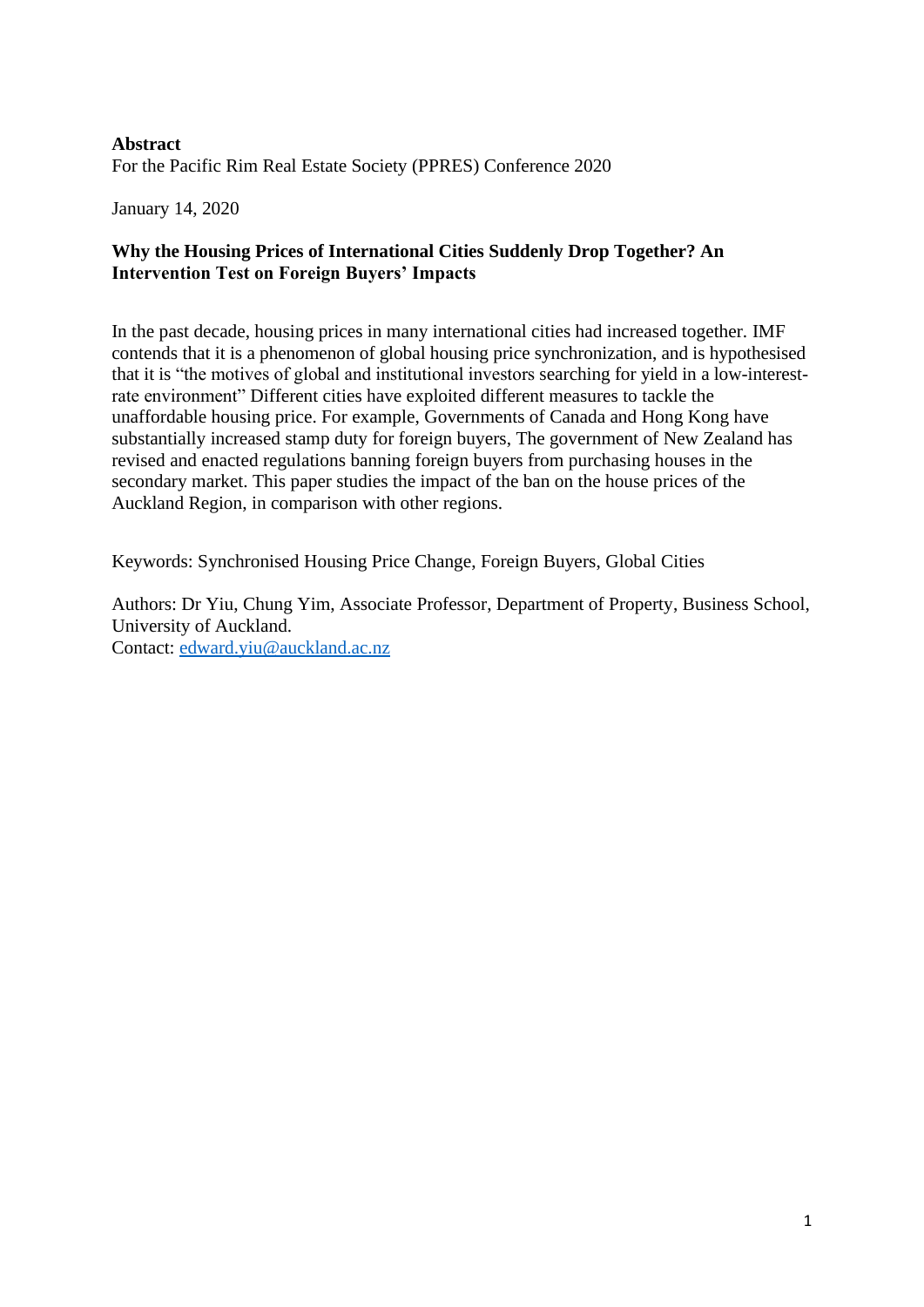**Abstract**

For the Pacific Rim Real Estate Society (PPRES) Conference 2020

January 14, 2020

**Why the Housing Prices of International Cities Suddenly Drop Together? An Intervention Test on Foreign Buyers' Impacts**

In the past decade, housing prices in many international cities had increased together. IMF contends that it is a phenomenon of global housing price synchronization, and is hypothesised that it is "the motives of global and institutional investors searching for yield in a low-interest-rate environment" Different cities have exploited different measures to tackle the unaffordable housing price. For example, Governments of Canada and Hong Kong have substantially increased stamp duty for foreign buyers, The government of New Zealand has revised and enacted regulations banning foreign buyers from purchasing houses in the secondary market. This paper studies the impact of the ban on the house prices of the Auckland Region, in comparison with other regions.

Keywords: Synchronised Housing Price Change, Foreign Buyers, Global Cities

Authors: Dr Yiu, Chung Yim, Associate Professor, Department of Property, Business School, University of Auckland.
Contact: edward.yiu@auckland.ac.nz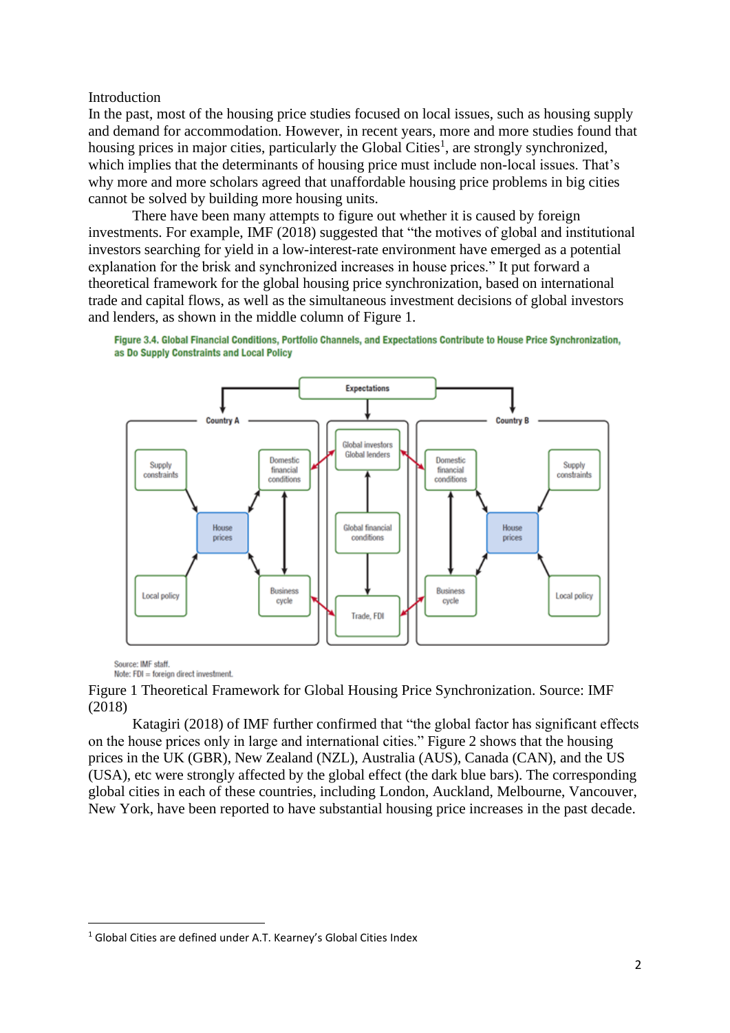Introduction

In the past, most of the housing price studies focused on local issues, such as housing supply and demand for accommodation. However, in recent years, more and more studies found that housing prices in major cities, particularly the Global Cities[1], are strongly synchronized, which implies that the determinants of housing price must include non-local issues. That's why more and more scholars agreed that unaffordable housing price problems in big cities cannot be solved by building more housing units.

There have been many attempts to figure out whether it is caused by foreign investments. For example, IMF (2018) suggested that "the motives of global and institutional investors searching for yield in a low-interest-rate environment have emerged as a potential explanation for the brisk and synchronized increases in house prices." It put forward a theoretical framework for the global housing price synchronization, based on international trade and capital flows, as well as the simultaneous investment decisions of global investors and lenders, as shown in the middle column of Figure 1.

**Figure 3.4. Global Financial Conditions, Portfolio Channels, and Expectations Contribute to House Price Synchronization, as Do Supply Constraints and Local Policy**

Expectations

Country A: Supply constraints; Domestic financial conditions; House prices; Local policy; Business cycle

Global investors Global lenders; Global financial conditions; Trade, FDI

Country B: Domestic financial conditions; Supply constraints; House prices; Business cycle; Local policy

Source: IMF staff.
Note: FDI = foreign direct investment.

Figure 1 Theoretical Framework for Global Housing Price Synchronization. Source: IMF (2018)

Katagiri (2018) of IMF further confirmed that "the global factor has significant effects on the house prices only in large and international cities." Figure 2 shows that the housing prices in the UK (GBR), New Zealand (NZL), Australia (AUS), Canada (CAN), and the US (USA), etc were strongly affected by the global effect (the dark blue bars). The corresponding global cities in each of these countries, including London, Auckland, Melbourne, Vancouver, New York, have been reported to have substantial housing price increases in the past decade.

[1] Global Cities are defined under A.T. Kearney's Global Cities Index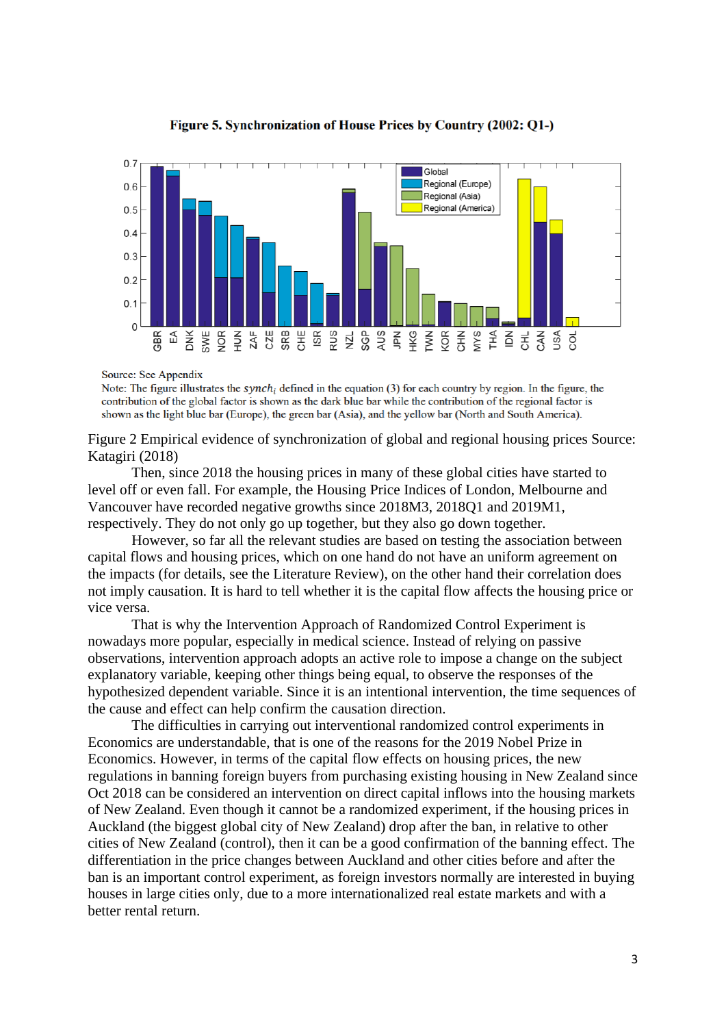**Figure 5. Synchronization of House Prices by Country (2002: Q1-)**

Source: See Appendix

Note: The figure illustrates the $synch_i$ defined in the equation (3) for each country by region. In the figure, the contribution of the global factor is shown as the dark blue bar while the contribution of the regional factor is shown as the light blue bar (Europe), the green bar (Asia), and the yellow bar (North and South America).

Figure 2 Empirical evidence of synchronization of global and regional housing prices Source: Katagiri (2018)

Then, since 2018 the housing prices in many of these global cities have started to level off or even fall. For example, the Housing Price Indices of London, Melbourne and Vancouver have recorded negative growths since 2018M3, 2018Q1 and 2019M1, respectively. They do not only go up together, but they also go down together.

However, so far all the relevant studies are based on testing the association between capital flows and housing prices, which on one hand do not have an uniform agreement on the impacts (for details, see the Literature Review), on the other hand their correlation does not imply causation. It is hard to tell whether it is the capital flow affects the housing price or vice versa.

That is why the Intervention Approach of Randomized Control Experiment is nowadays more popular, especially in medical science. Instead of relying on passive observations, intervention approach adopts an active role to impose a change on the subject explanatory variable, keeping other things being equal, to observe the responses of the hypothesized dependent variable. Since it is an intentional intervention, the time sequences of the cause and effect can help confirm the causation direction.

The difficulties in carrying out interventional randomized control experiments in Economics are understandable, that is one of the reasons for the 2019 Nobel Prize in Economics. However, in terms of the capital flow effects on housing prices, the new regulations in banning foreign buyers from purchasing existing housing in New Zealand since Oct 2018 can be considered an intervention on direct capital inflows into the housing markets of New Zealand. Even though it cannot be a randomized experiment, if the housing prices in Auckland (the biggest global city of New Zealand) drop after the ban, in relative to other cities of New Zealand (control), then it can be a good confirmation of the banning effect. The differentiation in the price changes between Auckland and other cities before and after the ban is an important control experiment, as foreign investors normally are interested in buying houses in large cities only, due to a more internationalized real estate markets and with a better rental return.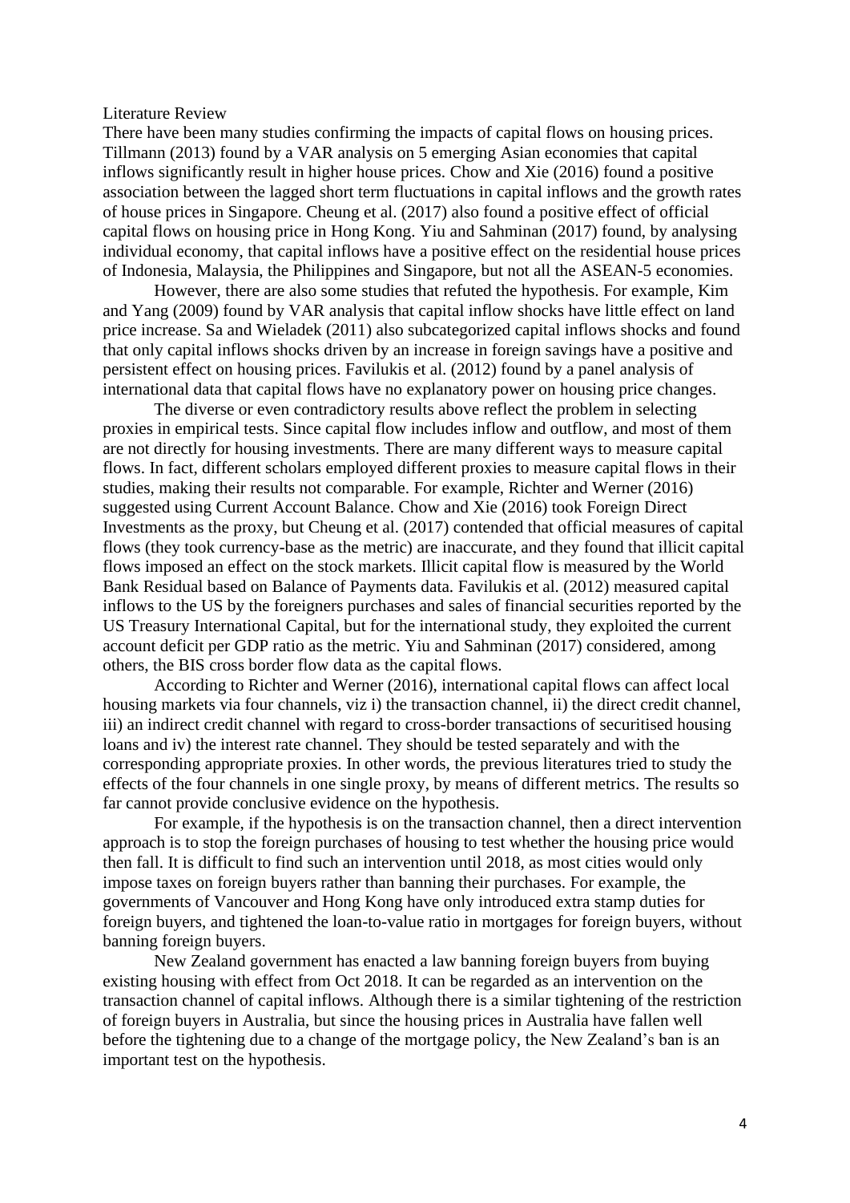## Literature Review

There have been many studies confirming the impacts of capital flows on housing prices. Tillmann (2013) found by a VAR analysis on 5 emerging Asian economies that capital inflows significantly result in higher house prices. Chow and Xie (2016) found a positive association between the lagged short term fluctuations in capital inflows and the growth rates of house prices in Singapore. Cheung et al. (2017) also found a positive effect of official capital flows on housing price in Hong Kong. Yiu and Sahminan (2017) found, by analysing individual economy, that capital inflows have a positive effect on the residential house prices of Indonesia, Malaysia, the Philippines and Singapore, but not all the ASEAN-5 economies.

However, there are also some studies that refuted the hypothesis. For example, Kim and Yang (2009) found by VAR analysis that capital inflow shocks have little effect on land price increase. Sa and Wieladek (2011) also subcategorized capital inflows shocks and found that only capital inflows shocks driven by an increase in foreign savings have a positive and persistent effect on housing prices. Favilukis et al. (2012) found by a panel analysis of international data that capital flows have no explanatory power on housing price changes.

The diverse or even contradictory results above reflect the problem in selecting proxies in empirical tests. Since capital flow includes inflow and outflow, and most of them are not directly for housing investments. There are many different ways to measure capital flows. In fact, different scholars employed different proxies to measure capital flows in their studies, making their results not comparable. For example, Richter and Werner (2016) suggested using Current Account Balance. Chow and Xie (2016) took Foreign Direct Investments as the proxy, but Cheung et al. (2017) contended that official measures of capital flows (they took currency-base as the metric) are inaccurate, and they found that illicit capital flows imposed an effect on the stock markets. Illicit capital flow is measured by the World Bank Residual based on Balance of Payments data. Favilukis et al. (2012) measured capital inflows to the US by the foreigners purchases and sales of financial securities reported by the US Treasury International Capital, but for the international study, they exploited the current account deficit per GDP ratio as the metric. Yiu and Sahminan (2017) considered, among others, the BIS cross border flow data as the capital flows.

According to Richter and Werner (2016), international capital flows can affect local housing markets via four channels, viz i) the transaction channel, ii) the direct credit channel, iii) an indirect credit channel with regard to cross-border transactions of securitised housing loans and iv) the interest rate channel. They should be tested separately and with the corresponding appropriate proxies. In other words, the previous literatures tried to study the effects of the four channels in one single proxy, by means of different metrics. The results so far cannot provide conclusive evidence on the hypothesis.

For example, if the hypothesis is on the transaction channel, then a direct intervention approach is to stop the foreign purchases of housing to test whether the housing price would then fall. It is difficult to find such an intervention until 2018, as most cities would only impose taxes on foreign buyers rather than banning their purchases. For example, the governments of Vancouver and Hong Kong have only introduced extra stamp duties for foreign buyers, and tightened the loan-to-value ratio in mortgages for foreign buyers, without banning foreign buyers.

New Zealand government has enacted a law banning foreign buyers from buying existing housing with effect from Oct 2018. It can be regarded as an intervention on the transaction channel of capital inflows. Although there is a similar tightening of the restriction of foreign buyers in Australia, but since the housing prices in Australia have fallen well before the tightening due to a change of the mortgage policy, the New Zealand's ban is an important test on the hypothesis.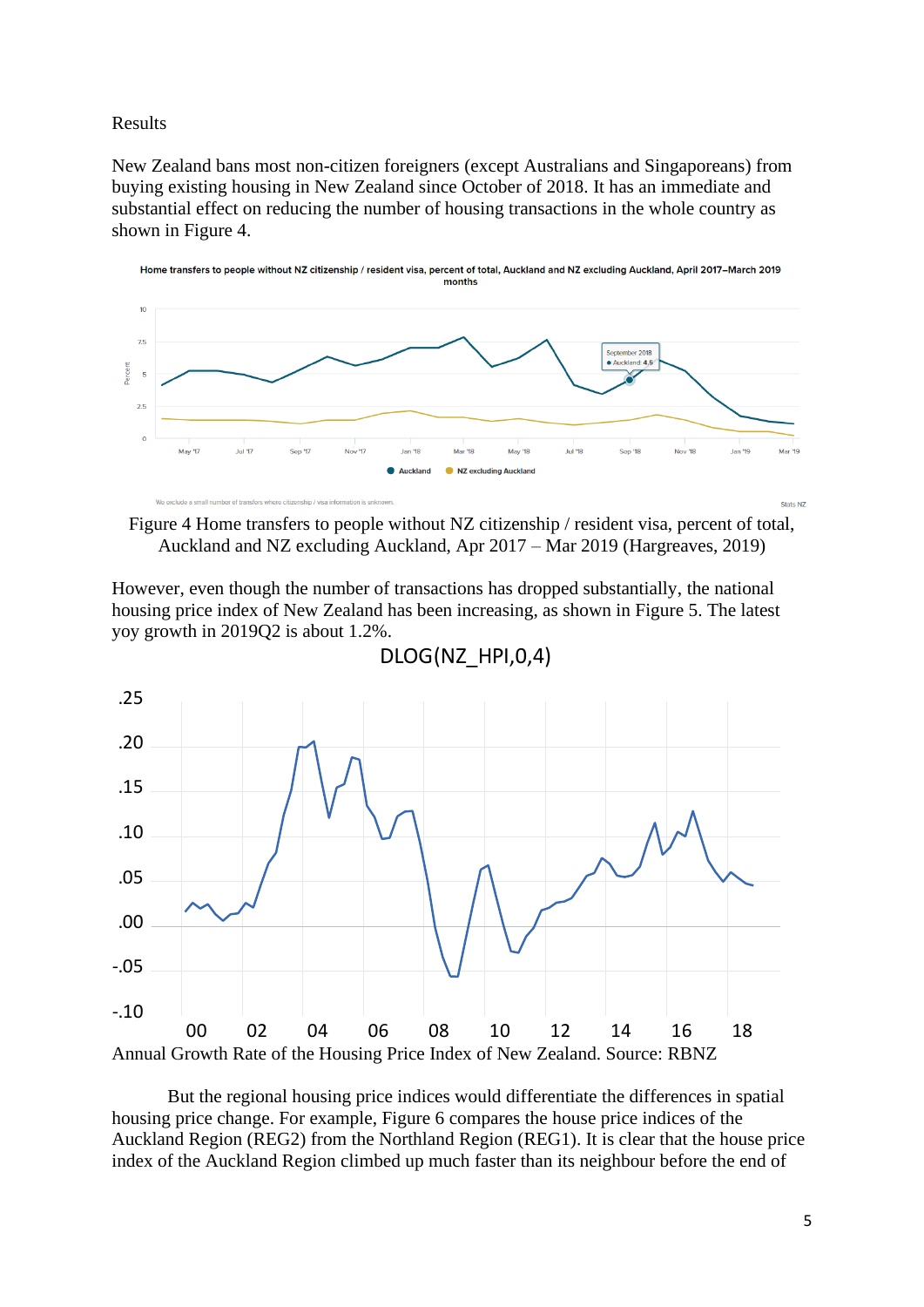Results

New Zealand bans most non-citizen foreigners (except Australians and Singaporeans) from buying existing housing in New Zealand since October of 2018. It has an immediate and substantial effect on reducing the number of housing transactions in the whole country as shown in Figure 4.

Figure 4 Home transfers to people without NZ citizenship / resident visa, percent of total, Auckland and NZ excluding Auckland, Apr 2017 – Mar 2019 (Hargreaves, 2019)

However, even though the number of transactions has dropped substantially, the national housing price index of New Zealand has been increasing, as shown in Figure 5. The latest yoy growth in 2019Q2 is about 1.2%.

Annual Growth Rate of the Housing Price Index of New Zealand. Source: RBNZ

But the regional housing price indices would differentiate the differences in spatial housing price change. For example, Figure 6 compares the house price indices of the Auckland Region (REG2) from the Northland Region (REG1). It is clear that the house price index of the Auckland Region climbed up much faster than its neighbour before the end of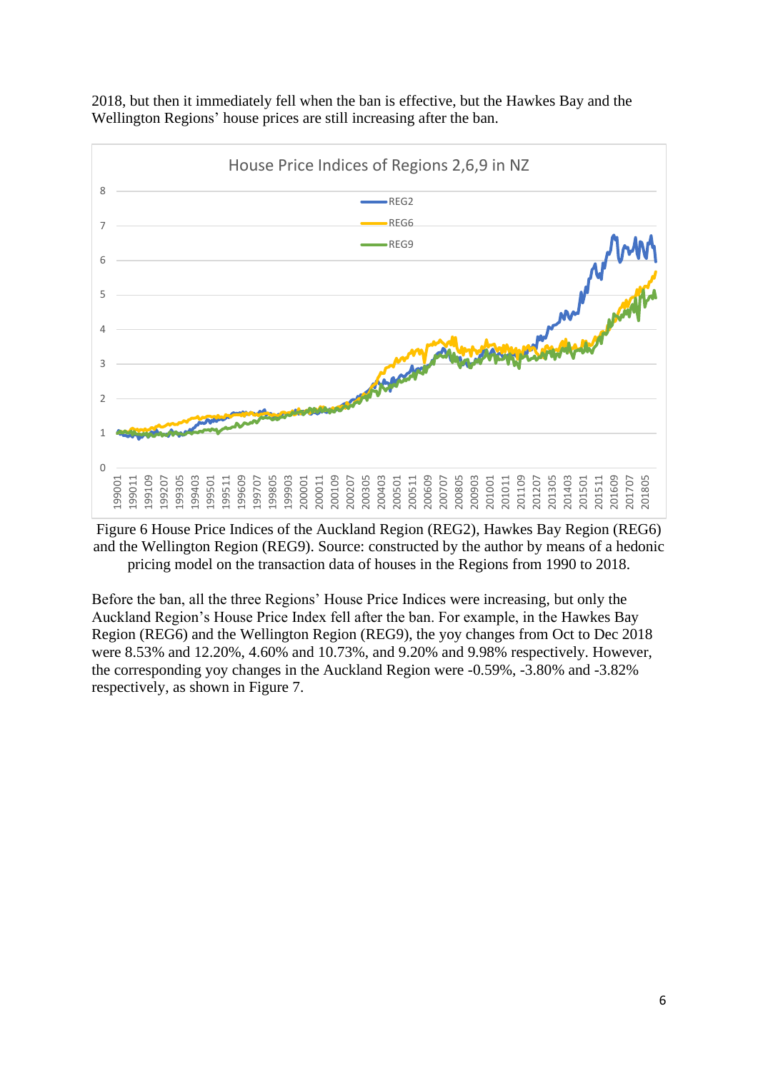2018, but then it immediately fell when the ban is effective, but the Hawkes Bay and the Wellington Regions' house prices are still increasing after the ban.

Figure 6 House Price Indices of the Auckland Region (REG2), Hawkes Bay Region (REG6) and the Wellington Region (REG9). Source: constructed by the author by means of a hedonic pricing model on the transaction data of houses in the Regions from 1990 to 2018.

Before the ban, all the three Regions' House Price Indices were increasing, but only the Auckland Region's House Price Index fell after the ban. For example, in the Hawkes Bay Region (REG6) and the Wellington Region (REG9), the yoy changes from Oct to Dec 2018 were 8.53% and 12.20%, 4.60% and 10.73%, and 9.20% and 9.98% respectively. However, the corresponding yoy changes in the Auckland Region were -0.59%, -3.80% and -3.82% respectively, as shown in Figure 7.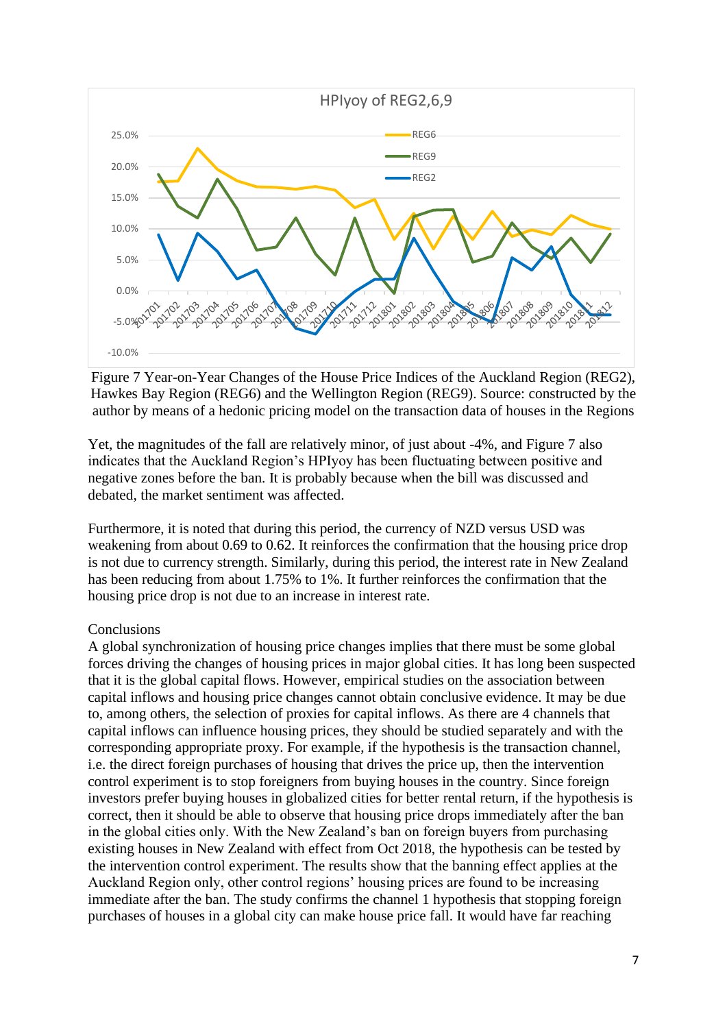Figure 7 Year-on-Year Changes of the House Price Indices of the Auckland Region (REG2), Hawkes Bay Region (REG6) and the Wellington Region (REG9). Source: constructed by the author by means of a hedonic pricing model on the transaction data of houses in the Regions

Yet, the magnitudes of the fall are relatively minor, of just about -4%, and Figure 7 also indicates that the Auckland Region's HPIyoy has been fluctuating between positive and negative zones before the ban. It is probably because when the bill was discussed and debated, the market sentiment was affected.

Furthermore, it is noted that during this period, the currency of NZD versus USD was weakening from about 0.69 to 0.62. It reinforces the confirmation that the housing price drop is not due to currency strength. Similarly, during this period, the interest rate in New Zealand has been reducing from about 1.75% to 1%. It further reinforces the confirmation that the housing price drop is not due to an increase in interest rate.

## Conclusions

A global synchronization of housing price changes implies that there must be some global forces driving the changes of housing prices in major global cities. It has long been suspected that it is the global capital flows. However, empirical studies on the association between capital inflows and housing price changes cannot obtain conclusive evidence. It may be due to, among others, the selection of proxies for capital inflows. As there are 4 channels that capital inflows can influence housing prices, they should be studied separately and with the corresponding appropriate proxy. For example, if the hypothesis is the transaction channel, i.e. the direct foreign purchases of housing that drives the price up, then the intervention control experiment is to stop foreigners from buying houses in the country. Since foreign investors prefer buying houses in globalized cities for better rental return, if the hypothesis is correct, then it should be able to observe that housing price drops immediately after the ban in the global cities only. With the New Zealand's ban on foreign buyers from purchasing existing houses in New Zealand with effect from Oct 2018, the hypothesis can be tested by the intervention control experiment. The results show that the banning effect applies at the Auckland Region only, other control regions' housing prices are found to be increasing immediate after the ban. The study confirms the channel 1 hypothesis that stopping foreign purchases of houses in a global city can make house price fall. It would have far reaching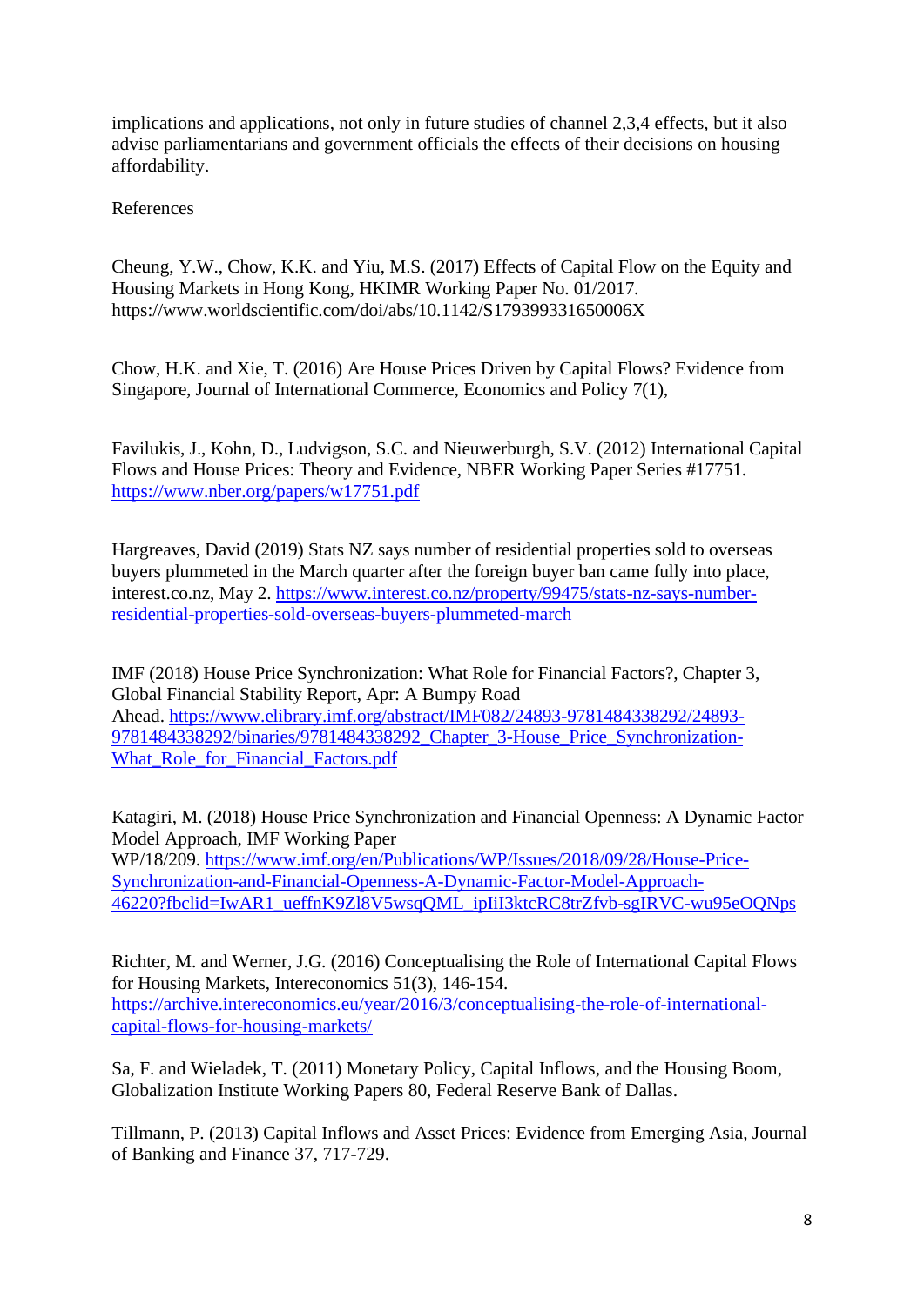implications and applications, not only in future studies of channel 2,3,4 effects, but it also advise parliamentarians and government officials the effects of their decisions on housing affordability.

## References

Cheung, Y.W., Chow, K.K. and Yiu, M.S. (2017) Effects of Capital Flow on the Equity and Housing Markets in Hong Kong, HKIMR Working Paper No. 01/2017. https://www.worldscientific.com/doi/abs/10.1142/S179399331650006X

Chow, H.K. and Xie, T. (2016) Are House Prices Driven by Capital Flows? Evidence from Singapore, Journal of International Commerce, Economics and Policy 7(1),

Favilukis, J., Kohn, D., Ludvigson, S.C. and Nieuwerburgh, S.V. (2012) International Capital Flows and House Prices: Theory and Evidence, NBER Working Paper Series #17751. https://www.nber.org/papers/w17751.pdf

Hargreaves, David (2019) Stats NZ says number of residential properties sold to overseas buyers plummeted in the March quarter after the foreign buyer ban came fully into place, interest.co.nz, May 2. https://www.interest.co.nz/property/99475/stats-nz-says-number-residential-properties-sold-overseas-buyers-plummeted-march

IMF (2018) House Price Synchronization: What Role for Financial Factors?, Chapter 3, Global Financial Stability Report, Apr: A Bumpy Road Ahead. https://www.elibrary.imf.org/abstract/IMF082/24893-9781484338292/24893-9781484338292/binaries/9781484338292_Chapter_3-House_Price_Synchronization-What_Role_for_Financial_Factors.pdf

Katagiri, M. (2018) House Price Synchronization and Financial Openness: A Dynamic Factor Model Approach, IMF Working Paper WP/18/209. https://www.imf.org/en/Publications/WP/Issues/2018/09/28/House-Price-Synchronization-and-Financial-Openness-A-Dynamic-Factor-Model-Approach-46220?fbclid=IwAR1_ueffnK9Zl8V5wsqQML_ipIiI3ktcRC8trZfvb-sgIRVC-wu95eOQNps

Richter, M. and Werner, J.G. (2016) Conceptualising the Role of International Capital Flows for Housing Markets, Intereconomics 51(3), 146-154. https://archive.intereconomics.eu/year/2016/3/conceptualising-the-role-of-international-capital-flows-for-housing-markets/

Sa, F. and Wieladek, T. (2011) Monetary Policy, Capital Inflows, and the Housing Boom, Globalization Institute Working Papers 80, Federal Reserve Bank of Dallas.

Tillmann, P. (2013) Capital Inflows and Asset Prices: Evidence from Emerging Asia, Journal of Banking and Finance 37, 717-729.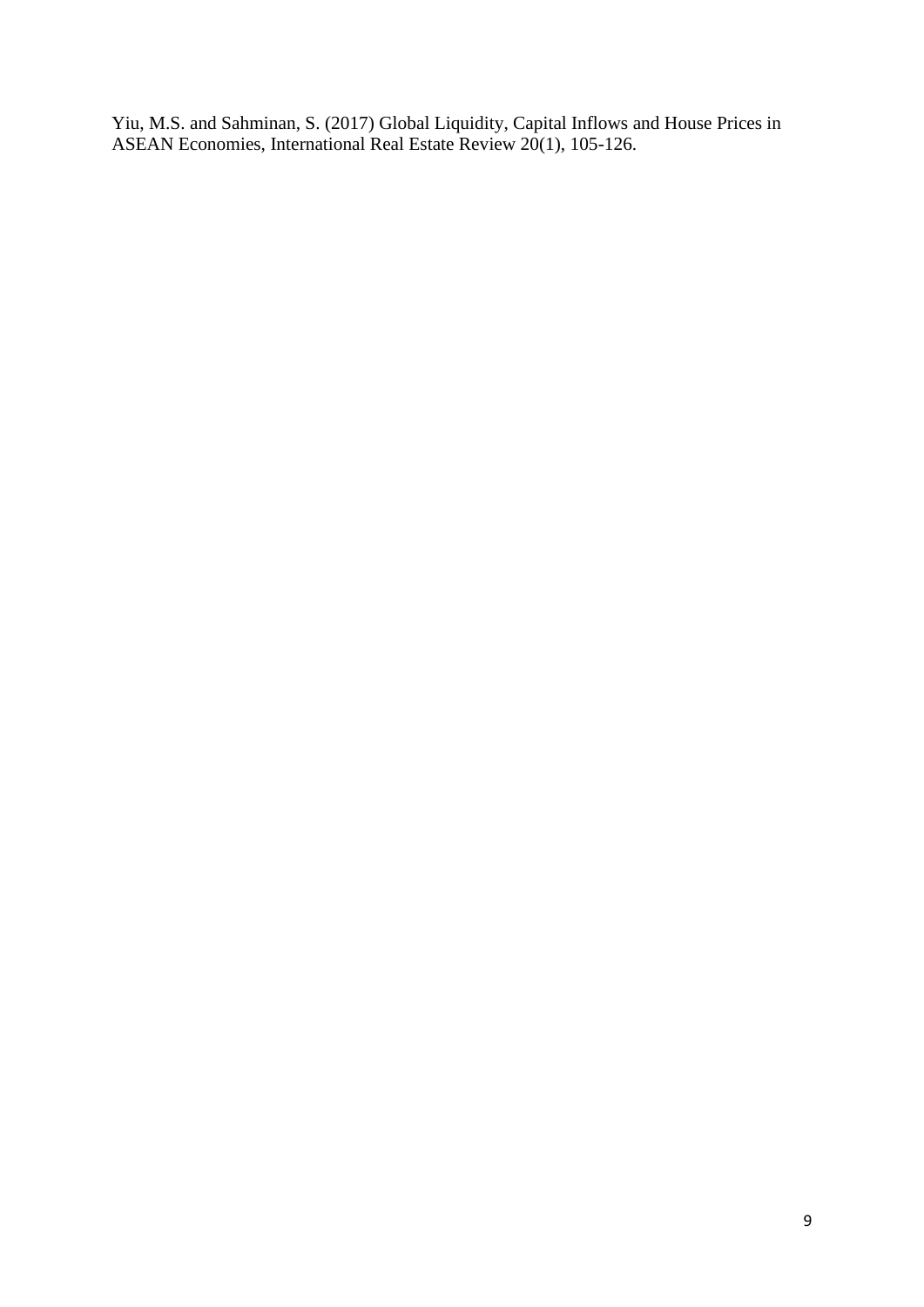Yiu, M.S. and Sahminan, S. (2017) Global Liquidity, Capital Inflows and House Prices in ASEAN Economies, International Real Estate Review 20(1), 105-126.